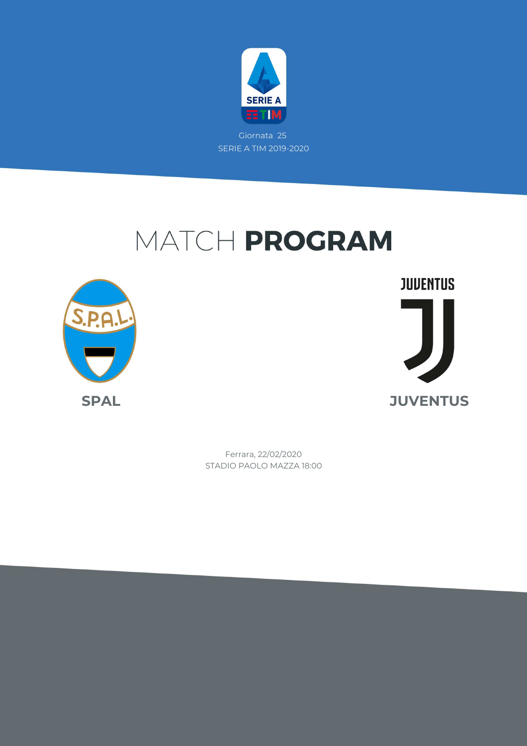Giornata 25

SERIE A TIM 2019-2020

# MATCH **PROGRAM**

**SPAL**

**JUVENTUS**

Ferrara, 22/02/2020

STADIO PAOLO MAZZA 18:00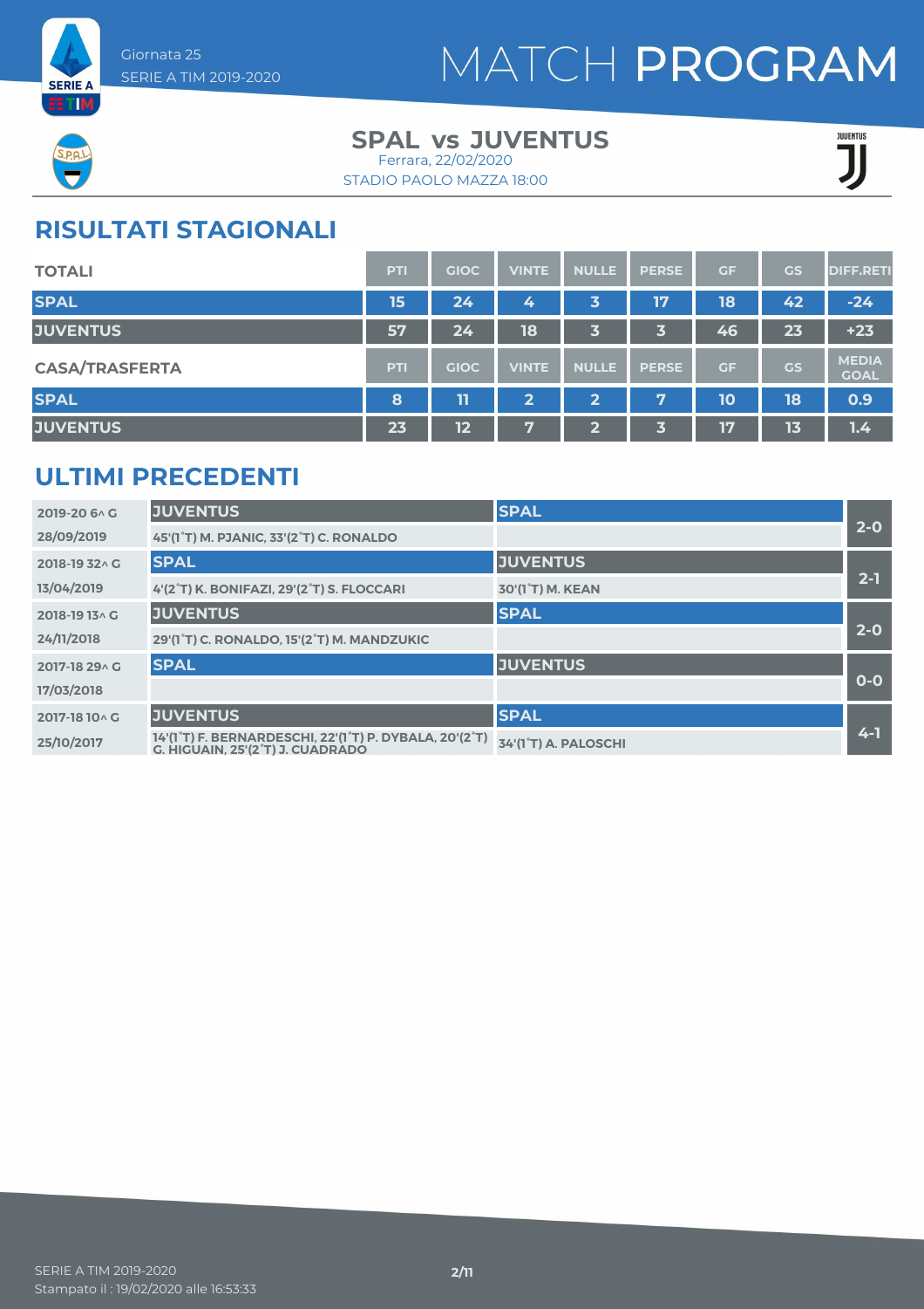Giornata 25
SERIE A TIM 2019-2020

# MATCH PROGRAM

## SPAL vs JUVENTUS

Ferrara, 22/02/2020
STADIO PAOLO MAZZA 18:00

## RISULTATI STAGIONALI

| TOTALI | PTI | GIOC | VINTE | NULLE | PERSE | GF | GS | DIFF.RETI |
|---|---|---|---|---|---|---|---|---|
| SPAL | 15 | 24 | 4 | 3 | 17 | 18 | 42 | -24 |
| JUVENTUS | 57 | 24 | 18 | 3 | 3 | 46 | 23 | +23 |

| CASA/TRASFERTA | PTI | GIOC | VINTE | NULLE | PERSE | GF | GS | MEDIA GOAL |
|---|---|---|---|---|---|---|---|---|
| SPAL | 8 | 11 | 2 | 2 | 7 | 10 | 18 | 0.9 |
| JUVENTUS | 23 | 12 | 7 | 2 | 3 | 17 | 13 | 1.4 |

## ULTIMI PRECEDENTI

| Giornata | Casa | Trasferta | Risultato |
|---|---|---|---|
| 2019-20 6^ G | JUVENTUS | SPAL | 2-0 |
| 28/09/2019 | 45'(1°T) M. PJANIC, 33'(2°T) C. RONALDO | | |
| 2018-19 32^ G | SPAL | JUVENTUS | 2-1 |
| 13/04/2019 | 4'(2°T) K. BONIFAZI, 29'(2°T) S. FLOCCARI | 30'(1°T) M. KEAN | |
| 2018-19 13^ G | JUVENTUS | SPAL | 2-0 |
| 24/11/2018 | 29'(1°T) C. RONALDO, 15'(2°T) M. MANDZUKIC | | |
| 2017-18 29^ G | SPAL | JUVENTUS | 0-0 |
| 17/03/2018 | | | |
| 2017-18 10^ G | JUVENTUS | SPAL | 4-1 |
| 25/10/2017 | 14'(1°T) F. BERNARDESCHI, 22'(1°T) P. DYBALA, 20'(2°T) G. HIGUAIN, 25'(2°T) J. CUADRADO | 34'(1°T) A. PALOSCHI | |

SERIE A TIM 2019-2020
Stampato il : 19/02/2020 alle 16:53:33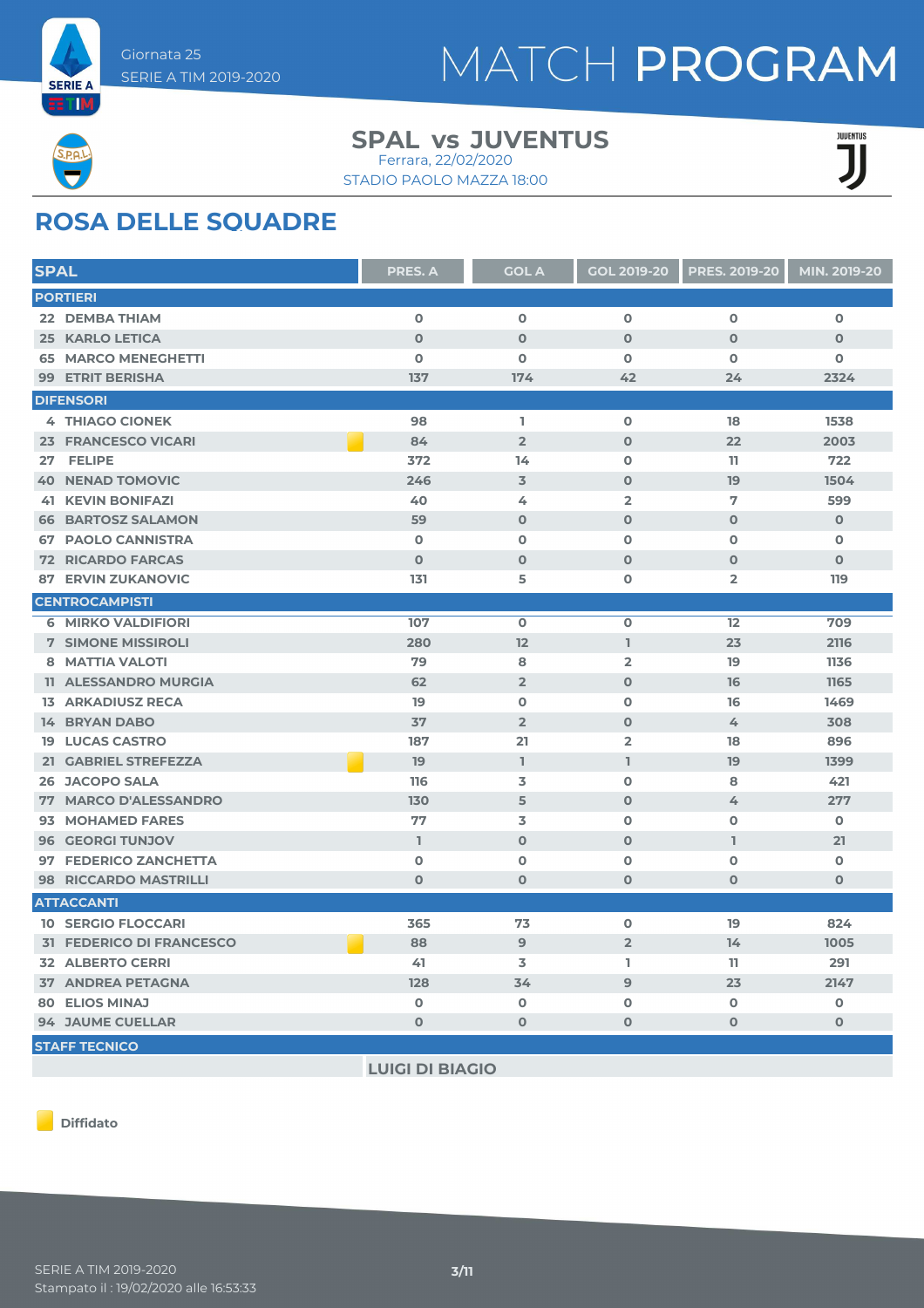Giornata 25
SERIE A TIM 2019-2020

# MATCH PROGRAM

## SPAL vs JUVENTUS

Ferrara, 22/02/2020
STADIO PAOLO MAZZA 18:00

## ROSA DELLE SQUADRE

| SPAL | PRES. A | GOL A | GOL 2019-20 | PRES. 2019-20 | MIN. 2019-20 |
|---|---|---|---|---|---|
| **PORTIERI** | | | | | |
| 22 DEMBA THIAM | 0 | 0 | 0 | 0 | 0 |
| 25 KARLO LETICA | 0 | 0 | 0 | 0 | 0 |
| 65 MARCO MENEGHETTI | 0 | 0 | 0 | 0 | 0 |
| 99 ETRIT BERISHA | 137 | 174 | 42 | 24 | 2324 |
| **DIFENSORI** | | | | | |
| 4 THIAGO CIONEK | 98 | 1 | 0 | 18 | 1538 |
| 23 FRANCESCO VICARI (Diffidato) | 84 | 2 | 0 | 22 | 2003 |
| 27 FELIPE | 372 | 14 | 0 | 11 | 722 |
| 40 NENAD TOMOVIC | 246 | 3 | 0 | 19 | 1504 |
| 41 KEVIN BONIFAZI | 40 | 4 | 2 | 7 | 599 |
| 66 BARTOSZ SALAMON | 59 | 0 | 0 | 0 | 0 |
| 67 PAOLO CANNISTRA | 0 | 0 | 0 | 0 | 0 |
| 72 RICARDO FARCAS | 0 | 0 | 0 | 0 | 0 |
| 87 ERVIN ZUKANOVIC | 131 | 5 | 0 | 2 | 119 |
| **CENTROCAMPISTI** | | | | | |
| 6 MIRKO VALDIFIORI | 107 | 0 | 0 | 12 | 709 |
| 7 SIMONE MISSIROLI | 280 | 12 | 1 | 23 | 2116 |
| 8 MATTIA VALOTI | 79 | 8 | 2 | 19 | 1136 |
| 11 ALESSANDRO MURGIA | 62 | 2 | 0 | 16 | 1165 |
| 13 ARKADIUSZ RECA | 19 | 0 | 0 | 16 | 1469 |
| 14 BRYAN DABO | 37 | 2 | 0 | 4 | 308 |
| 19 LUCAS CASTRO | 187 | 21 | 2 | 18 | 896 |
| 21 GABRIEL STREFEZZA (Diffidato) | 19 | 1 | 1 | 19 | 1399 |
| 26 JACOPO SALA | 116 | 3 | 0 | 8 | 421 |
| 77 MARCO D'ALESSANDRO | 130 | 5 | 0 | 4 | 277 |
| 93 MOHAMED FARES | 77 | 3 | 0 | 0 | 0 |
| 96 GEORGI TUNJOV | 1 | 0 | 0 | 1 | 21 |
| 97 FEDERICO ZANCHETTA | 0 | 0 | 0 | 0 | 0 |
| 98 RICCARDO MASTRILLI | 0 | 0 | 0 | 0 | 0 |
| **ATTACCANTI** | | | | | |
| 10 SERGIO FLOCCARI | 365 | 73 | 0 | 19 | 824 |
| 31 FEDERICO DI FRANCESCO (Diffidato) | 88 | 9 | 2 | 14 | 1005 |
| 32 ALBERTO CERRI | 41 | 3 | 1 | 11 | 291 |
| 37 ANDREA PETAGNA | 128 | 34 | 9 | 23 | 2147 |
| 80 ELIOS MINAJ | 0 | 0 | 0 | 0 | 0 |
| 94 JAUME CUELLAR | 0 | 0 | 0 | 0 | 0 |
| **STAFF TECNICO** | | | | | |
| LUIGI DI BIAGIO | | | | | |

Diffidato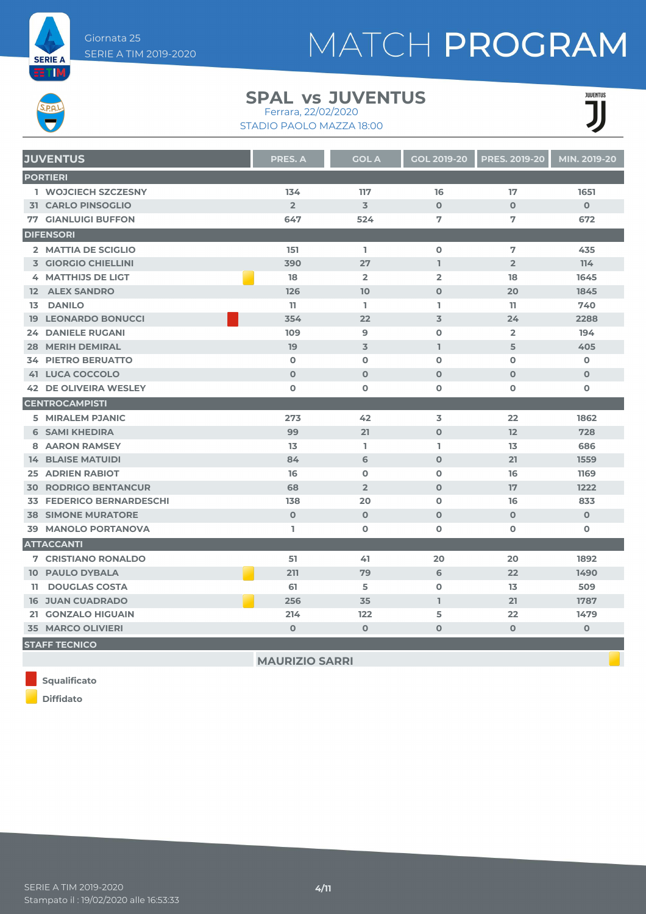Giornata 25
SERIE A TIM 2019-2020

# MATCH PROGRAM

## SPAL vs JUVENTUS

Ferrara, 22/02/2020
STADIO PAOLO MAZZA 18:00

| JUVENTUS | | PRES. A | GOL A | GOL 2019-20 | PRES. 2019-20 | MIN. 2019-20 |
|---|---|---|---|---|---|---|
| **PORTIERI** | | | | | | |
| 1 WOJCIECH SZCZESNY | | 134 | 117 | 16 | 17 | 1651 |
| 31 CARLO PINSOGLIO | | 2 | 3 | 0 | 0 | 0 |
| 77 GIANLUIGI BUFFON | | 647 | 524 | 7 | 7 | 672 |
| **DIFENSORI** | | | | | | |
| 2 MATTIA DE SCIGLIO | | 151 | 1 | 0 | 7 | 435 |
| 3 GIORGIO CHIELLINI | | 390 | 27 | 1 | 2 | 114 |
| 4 MATTHIJS DE LIGT | Diffidato | 18 | 2 | 2 | 18 | 1645 |
| 12 ALEX SANDRO | | 126 | 10 | 0 | 20 | 1845 |
| 13 DANILO | | 11 | 1 | 1 | 11 | 740 |
| 19 LEONARDO BONUCCI | Squalificato | 354 | 22 | 3 | 24 | 2288 |
| 24 DANIELE RUGANI | | 109 | 9 | 0 | 2 | 194 |
| 28 MERIH DEMIRAL | | 19 | 3 | 1 | 5 | 405 |
| 34 PIETRO BERUATTO | | 0 | 0 | 0 | 0 | 0 |
| 41 LUCA COCCOLO | | 0 | 0 | 0 | 0 | 0 |
| 42 DE OLIVEIRA WESLEY | | 0 | 0 | 0 | 0 | 0 |
| **CENTROCAMPISTI** | | | | | | |
| 5 MIRALEM PJANIC | | 273 | 42 | 3 | 22 | 1862 |
| 6 SAMI KHEDIRA | | 99 | 21 | 0 | 12 | 728 |
| 8 AARON RAMSEY | | 13 | 1 | 1 | 13 | 686 |
| 14 BLAISE MATUIDI | | 84 | 6 | 0 | 21 | 1559 |
| 25 ADRIEN RABIOT | | 16 | 0 | 0 | 16 | 1169 |
| 30 RODRIGO BENTANCUR | | 68 | 2 | 0 | 17 | 1222 |
| 33 FEDERICO BERNARDESCHI | | 138 | 20 | 0 | 16 | 833 |
| 38 SIMONE MURATORE | | 0 | 0 | 0 | 0 | 0 |
| 39 MANOLO PORTANOVA | | 1 | 0 | 0 | 0 | 0 |
| **ATTACCANTI** | | | | | | |
| 7 CRISTIANO RONALDO | | 51 | 41 | 20 | 20 | 1892 |
| 10 PAULO DYBALA | Diffidato | 211 | 79 | 6 | 22 | 1490 |
| 11 DOUGLAS COSTA | | 61 | 5 | 0 | 13 | 509 |
| 16 JUAN CUADRADO | Diffidato | 256 | 35 | 1 | 21 | 1787 |
| 21 GONZALO HIGUAIN | | 214 | 122 | 5 | 22 | 1479 |
| 35 MARCO OLIVIERI | | 0 | 0 | 0 | 0 | 0 |
| **STAFF TECNICO** | | | | | | |
| MAURIZIO SARRI | Diffidato | | | | | |

Squalificato (red)
Diffidato (yellow)

SERIE A TIM 2019-2020
Stampato il : 19/02/2020 alle 16:53:33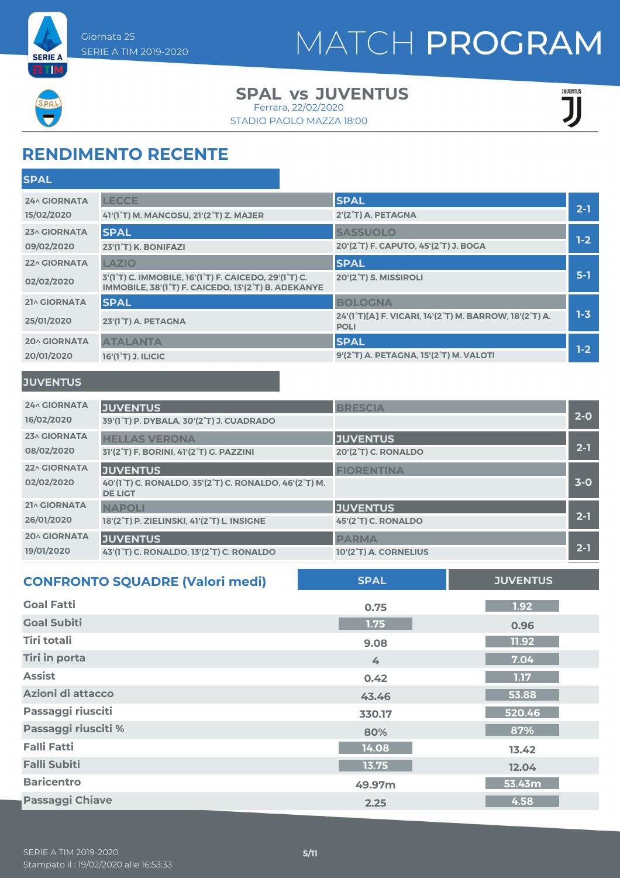Giornata 25
SERIE A TIM 2019-2020

# MATCH PROGRAM

## SPAL vs JUVENTUS

Ferrara, 22/02/2020
STADIO PAOLO MAZZA 18:00

## RENDIMENTO RECENTE

### SPAL

| Giornata | Casa | Trasferta | Risultato |
|---|---|---|---|
| 24^ GIORNATA 15/02/2020 | LECCE<br>41'(1°T) M. MANCOSU, 21'(2°T) Z. MAJER | SPAL<br>2'(2°T) A. PETAGNA | 2-1 |
| 23^ GIORNATA 09/02/2020 | SPAL<br>23'(1°T) K. BONIFAZI | SASSUOLO<br>20'(2°T) F. CAPUTO, 45'(2°T) J. BOGA | 1-2 |
| 22^ GIORNATA 02/02/2020 | LAZIO<br>3'(1°T) C. IMMOBILE, 16'(1°T) F. CAICEDO, 29'(1°T) C. IMMOBILE, 38'(1°T) F. CAICEDO, 13'(2°T) B. ADEKANYE | SPAL<br>20'(2°T) S. MISSIROLI | 5-1 |
| 21^ GIORNATA 25/01/2020 | SPAL<br>23'(1°T) A. PETAGNA | BOLOGNA<br>24'(1°T)[A] F. VICARI, 14'(2°T) M. BARROW, 18'(2°T) A. POLI | 1-3 |
| 20^ GIORNATA 20/01/2020 | ATALANTA<br>16'(1°T) J. ILICIC | SPAL<br>9'(2°T) A. PETAGNA, 15'(2°T) M. VALOTI | 1-2 |

### JUVENTUS

| Giornata | Casa | Trasferta | Risultato |
|---|---|---|---|
| 24^ GIORNATA 16/02/2020 | JUVENTUS<br>39'(1°T) P. DYBALA, 30'(2°T) J. CUADRADO | BRESCIA | 2-0 |
| 23^ GIORNATA 08/02/2020 | HELLAS VERONA<br>31'(2°T) F. BORINI, 41'(2°T) G. PAZZINI | JUVENTUS<br>20'(2°T) C. RONALDO | 2-1 |
| 22^ GIORNATA 02/02/2020 | JUVENTUS<br>40'(1°T) C. RONALDO, 35'(2°T) C. RONALDO, 46'(2°T) M. DE LIGT | FIORENTINA | 3-0 |
| 21^ GIORNATA 26/01/2020 | NAPOLI<br>18'(2°T) P. ZIELINSKI, 41'(2°T) L. INSIGNE | JUVENTUS<br>45'(2°T) C. RONALDO | 2-1 |
| 20^ GIORNATA 19/01/2020 | JUVENTUS<br>43'(1°T) C. RONALDO, 13'(2°T) C. RONALDO | PARMA<br>10'(2°T) A. CORNELIUS | 2-1 |

## CONFRONTO SQUADRE (Valori medi)

| | SPAL | JUVENTUS |
|---|---|---|
| Goal Fatti | 0.75 | 1.92 |
| Goal Subiti | 1.75 | 0.96 |
| Tiri totali | 9.08 | 11.92 |
| Tiri in porta | 4 | 7.04 |
| Assist | 0.42 | 1.17 |
| Azioni di attacco | 43.46 | 53.88 |
| Passaggi riusciti | 330.17 | 520.46 |
| Passaggi riusciti % | 80% | 87% |
| Falli Fatti | 14.08 | 13.42 |
| Falli Subiti | 13.75 | 12.04 |
| Baricentro | 49.97m | 53.43m |
| Passaggi Chiave | 2.25 | 4.58 |

SERIE A TIM 2019-2020
Stampato il : 19/02/2020 alle 16:53:33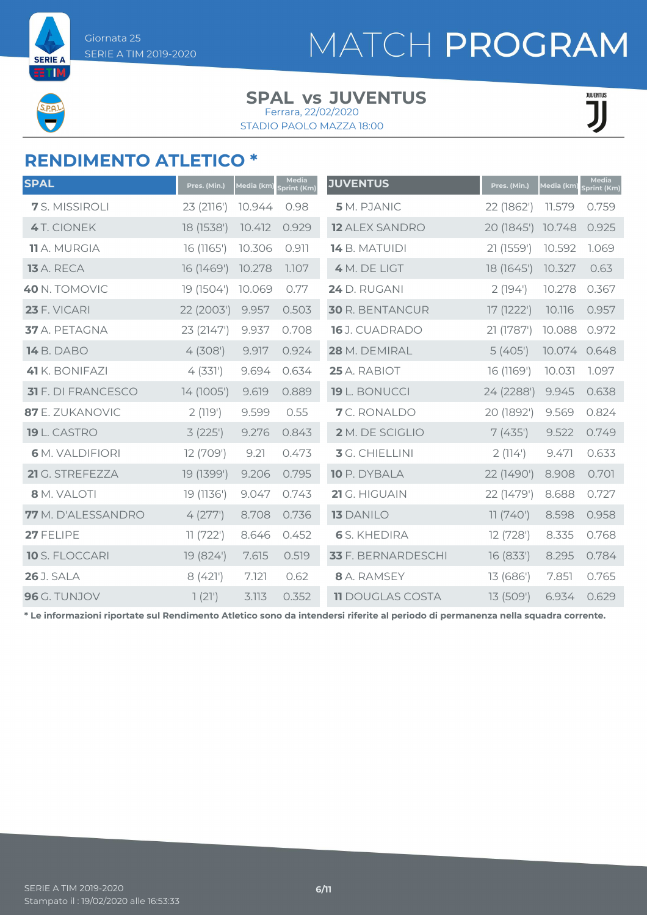Giornata 25
SERIE A TIM 2019-2020

# MATCH PROGRAM

**SPAL vs JUVENTUS**
Ferrara, 22/02/2020
STADIO PAOLO MAZZA 18:00

## RENDIMENTO ATLETICO *

| SPAL | Pres. (Min.) | Media (km) | Media Sprint (Km) |
|---|---|---|---|
| **7** S. MISSIROLI | 23 (2116') | 10.944 | 0.98 |
| **4** T. CIONEK | 18 (1538') | 10.412 | 0.929 |
| **11** A. MURGIA | 16 (1165') | 10.306 | 0.911 |
| **13** A. RECA | 16 (1469') | 10.278 | 1.107 |
| **40** N. TOMOVIC | 19 (1504') | 10.069 | 0.77 |
| **23** F. VICARI | 22 (2003') | 9.957 | 0.503 |
| **37** A. PETAGNA | 23 (2147') | 9.937 | 0.708 |
| **14** B. DABO | 4 (308') | 9.917 | 0.924 |
| **41** K. BONIFAZI | 4 (331') | 9.694 | 0.634 |
| **31** F. DI FRANCESCO | 14 (1005') | 9.619 | 0.889 |
| **87** E. ZUKANOVIC | 2 (119') | 9.599 | 0.55 |
| **19** L. CASTRO | 3 (225') | 9.276 | 0.843 |
| **6** M. VALDIFIORI | 12 (709') | 9.21 | 0.473 |
| **21** G. STREFEZZA | 19 (1399') | 9.206 | 0.795 |
| **8** M. VALOTI | 19 (1136') | 9.047 | 0.743 |
| **77** M. D'ALESSANDRO | 4 (277') | 8.708 | 0.736 |
| **27** FELIPE | 11 (722') | 8.646 | 0.452 |
| **10** S. FLOCCARI | 19 (824') | 7.615 | 0.519 |
| **26** J. SALA | 8 (421') | 7.121 | 0.62 |
| **96** G. TUNJOV | 1 (21') | 3.113 | 0.352 |

| JUVENTUS | Pres. (Min.) | Media (km) | Media Sprint (Km) |
|---|---|---|---|
| **5** M. PJANIC | 22 (1862') | 11.579 | 0.759 |
| **12** ALEX SANDRO | 20 (1845') | 10.748 | 0.925 |
| **14** B. MATUIDI | 21 (1559') | 10.592 | 1.069 |
| **4** M. DE LIGT | 18 (1645') | 10.327 | 0.63 |
| **24** D. RUGANI | 2 (194') | 10.278 | 0.367 |
| **30** R. BENTANCUR | 17 (1222') | 10.116 | 0.957 |
| **16** J. CUADRADO | 21 (1787') | 10.088 | 0.972 |
| **28** M. DEMIRAL | 5 (405') | 10.074 | 0.648 |
| **25** A. RABIOT | 16 (1169') | 10.031 | 1.097 |
| **19** L. BONUCCI | 24 (2288') | 9.945 | 0.638 |
| **7** C. RONALDO | 20 (1892') | 9.569 | 0.824 |
| **2** M. DE SCIGLIO | 7 (435') | 9.522 | 0.749 |
| **3** G. CHIELLINI | 2 (114') | 9.471 | 0.633 |
| **10** P. DYBALA | 22 (1490') | 8.908 | 0.701 |
| **21** G. HIGUAIN | 22 (1479') | 8.688 | 0.727 |
| **13** DANILO | 11 (740') | 8.598 | 0.958 |
| **6** S. KHEDIRA | 12 (728') | 8.335 | 0.768 |
| **33** F. BERNARDESCHI | 16 (833') | 8.295 | 0.784 |
| **8** A. RAMSEY | 13 (686') | 7.851 | 0.765 |
| **11** DOUGLAS COSTA | 13 (509') | 6.934 | 0.629 |

**\* Le informazioni riportate sul Rendimento Atletico sono da intendersi riferite al periodo di permanenza nella squadra corrente.**

SERIE A TIM 2019-2020
Stampato il : 19/02/2020 alle 16:53:33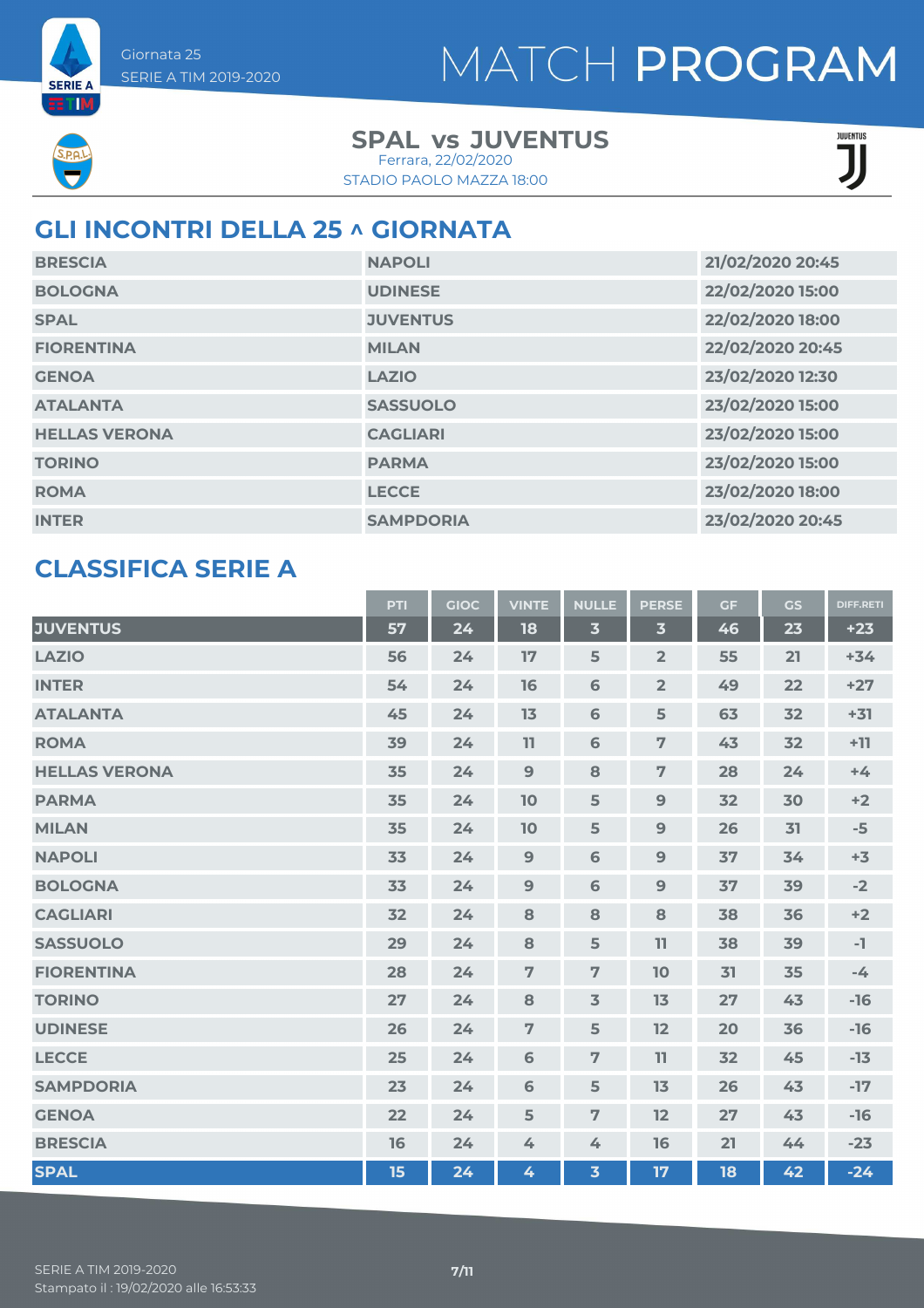Giornata 25
SERIE A TIM 2019-2020

# MATCH PROGRAM

## SPAL vs JUVENTUS

Ferrara, 22/02/2020
STADIO PAOLO MAZZA 18:00

## GLI INCONTRI DELLA 25 ^ GIORNATA

| | | |
|---|---|---|
| BRESCIA | NAPOLI | 21/02/2020 20:45 |
| BOLOGNA | UDINESE | 22/02/2020 15:00 |
| SPAL | JUVENTUS | 22/02/2020 18:00 |
| FIORENTINA | MILAN | 22/02/2020 20:45 |
| GENOA | LAZIO | 23/02/2020 12:30 |
| ATALANTA | SASSUOLO | 23/02/2020 15:00 |
| HELLAS VERONA | CAGLIARI | 23/02/2020 15:00 |
| TORINO | PARMA | 23/02/2020 15:00 |
| ROMA | LECCE | 23/02/2020 18:00 |
| INTER | SAMPDORIA | 23/02/2020 20:45 |

## CLASSIFICA SERIE A

| | PTI | GIOC | VINTE | NULLE | PERSE | GF | GS | DIFF.RETI |
|---|---|---|---|---|---|---|---|---|
| JUVENTUS | 57 | 24 | 18 | 3 | 3 | 46 | 23 | +23 |
| LAZIO | 56 | 24 | 17 | 5 | 2 | 55 | 21 | +34 |
| INTER | 54 | 24 | 16 | 6 | 2 | 49 | 22 | +27 |
| ATALANTA | 45 | 24 | 13 | 6 | 5 | 63 | 32 | +31 |
| ROMA | 39 | 24 | 11 | 6 | 7 | 43 | 32 | +11 |
| HELLAS VERONA | 35 | 24 | 9 | 8 | 7 | 28 | 24 | +4 |
| PARMA | 35 | 24 | 10 | 5 | 9 | 32 | 30 | +2 |
| MILAN | 35 | 24 | 10 | 5 | 9 | 26 | 31 | -5 |
| NAPOLI | 33 | 24 | 9 | 6 | 9 | 37 | 34 | +3 |
| BOLOGNA | 33 | 24 | 9 | 6 | 9 | 37 | 39 | -2 |
| CAGLIARI | 32 | 24 | 8 | 8 | 8 | 38 | 36 | +2 |
| SASSUOLO | 29 | 24 | 8 | 5 | 11 | 38 | 39 | -1 |
| FIORENTINA | 28 | 24 | 7 | 7 | 10 | 31 | 35 | -4 |
| TORINO | 27 | 24 | 8 | 3 | 13 | 27 | 43 | -16 |
| UDINESE | 26 | 24 | 7 | 5 | 12 | 20 | 36 | -16 |
| LECCE | 25 | 24 | 6 | 7 | 11 | 32 | 45 | -13 |
| SAMPDORIA | 23 | 24 | 6 | 5 | 13 | 26 | 43 | -17 |
| GENOA | 22 | 24 | 5 | 7 | 12 | 27 | 43 | -16 |
| BRESCIA | 16 | 24 | 4 | 4 | 16 | 21 | 44 | -23 |
| SPAL | 15 | 24 | 4 | 3 | 17 | 18 | 42 | -24 |

SERIE A TIM 2019-2020
Stampato il : 19/02/2020 alle 16:53:33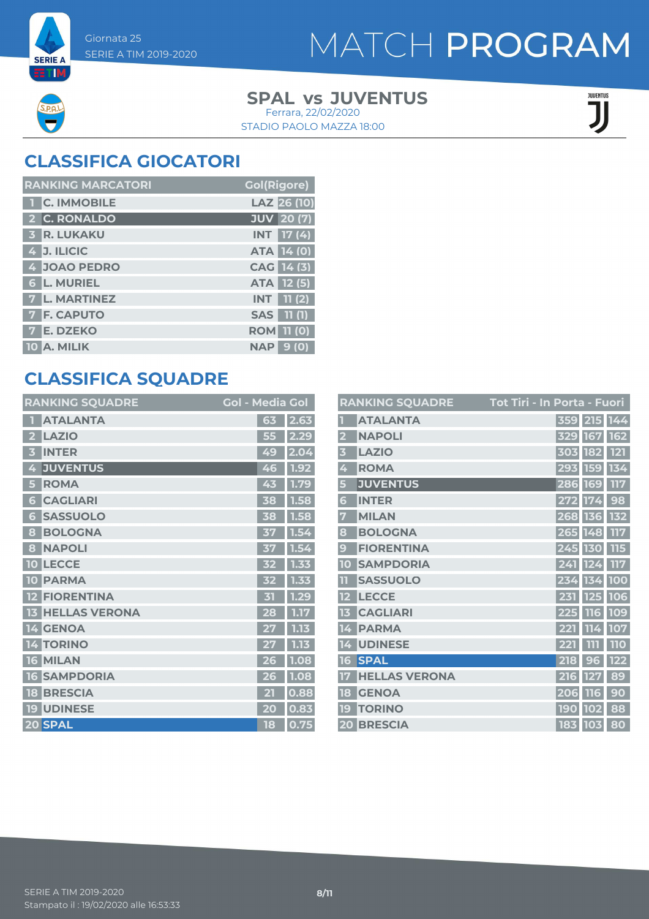Giornata 25
SERIE A TIM 2019-2020

# MATCH PROGRAM

**SPAL vs JUVENTUS**
Ferrara, 22/02/2020
STADIO PAOLO MAZZA 18:00

## CLASSIFICA GIOCATORI

| RANKING MARCATORI | | | Gol(Rigore) |
|---|---|---|---|
| 1 | C. IMMOBILE | LAZ | 26 (10) |
| 2 | C. RONALDO | JUV | 20 (7) |
| 3 | R. LUKAKU | INT | 17 (4) |
| 4 | J. ILICIC | ATA | 14 (0) |
| 4 | JOAO PEDRO | CAG | 14 (3) |
| 6 | L. MURIEL | ATA | 12 (5) |
| 7 | L. MARTINEZ | INT | 11 (2) |
| 7 | F. CAPUTO | SAS | 11 (1) |
| 7 | E. DZEKO | ROM | 11 (0) |
| 10 | A. MILIK | NAP | 9 (0) |

## CLASSIFICA SQUADRE

| RANKING SQUADRE | | Gol | Media Gol |
|---|---|---|---|
| 1 | ATALANTA | 63 | 2.63 |
| 2 | LAZIO | 55 | 2.29 |
| 3 | INTER | 49 | 2.04 |
| 4 | JUVENTUS | 46 | 1.92 |
| 5 | ROMA | 43 | 1.79 |
| 6 | CAGLIARI | 38 | 1.58 |
| 6 | SASSUOLO | 38 | 1.58 |
| 8 | BOLOGNA | 37 | 1.54 |
| 8 | NAPOLI | 37 | 1.54 |
| 10 | LECCE | 32 | 1.33 |
| 10 | PARMA | 32 | 1.33 |
| 12 | FIORENTINA | 31 | 1.29 |
| 13 | HELLAS VERONA | 28 | 1.17 |
| 14 | GENOA | 27 | 1.13 |
| 14 | TORINO | 27 | 1.13 |
| 16 | MILAN | 26 | 1.08 |
| 16 | SAMPDORIA | 26 | 1.08 |
| 18 | BRESCIA | 21 | 0.88 |
| 19 | UDINESE | 20 | 0.83 |
| 20 | SPAL | 18 | 0.75 |

| RANKING SQUADRE | | Tot Tiri | In Porta | Fuori |
|---|---|---|---|---|
| 1 | ATALANTA | 359 | 215 | 144 |
| 2 | NAPOLI | 329 | 167 | 162 |
| 3 | LAZIO | 303 | 182 | 121 |
| 4 | ROMA | 293 | 159 | 134 |
| 5 | JUVENTUS | 286 | 169 | 117 |
| 6 | INTER | 272 | 174 | 98 |
| 7 | MILAN | 268 | 136 | 132 |
| 8 | BOLOGNA | 265 | 148 | 117 |
| 9 | FIORENTINA | 245 | 130 | 115 |
| 10 | SAMPDORIA | 241 | 124 | 117 |
| 11 | SASSUOLO | 234 | 134 | 100 |
| 12 | LECCE | 231 | 125 | 106 |
| 13 | CAGLIARI | 225 | 116 | 109 |
| 14 | PARMA | 221 | 114 | 107 |
| 14 | UDINESE | 221 | 111 | 110 |
| 16 | SPAL | 218 | 96 | 122 |
| 17 | HELLAS VERONA | 216 | 127 | 89 |
| 18 | GENOA | 206 | 116 | 90 |
| 19 | TORINO | 190 | 102 | 88 |
| 20 | BRESCIA | 183 | 103 | 80 |

SERIE A TIM 2019-2020
Stampato il : 19/02/2020 alle 16:53:33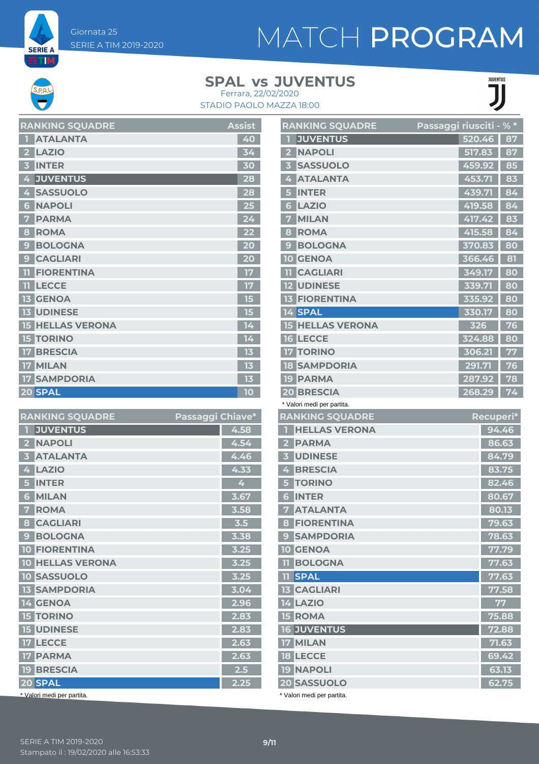Giornata 25
SERIE A TIM 2019-2020

# MATCH PROGRAM

## SPAL vs JUVENTUS

Ferrara, 22/02/2020
STADIO PAOLO MAZZA 18:00

| RANKING SQUADRE | | Assist |
|---|---|---|
| 1 | ATALANTA | 40 |
| 2 | LAZIO | 34 |
| 3 | INTER | 30 |
| 4 | JUVENTUS | 28 |
| 4 | SASSUOLO | 28 |
| 6 | NAPOLI | 25 |
| 7 | PARMA | 24 |
| 8 | ROMA | 22 |
| 9 | BOLOGNA | 20 |
| 9 | CAGLIARI | 20 |
| 11 | FIORENTINA | 17 |
| 11 | LECCE | 17 |
| 13 | GENOA | 15 |
| 13 | UDINESE | 15 |
| 15 | HELLAS VERONA | 14 |
| 15 | TORINO | 14 |
| 17 | BRESCIA | 13 |
| 17 | MILAN | 13 |
| 17 | SAMPDORIA | 13 |
| 20 | SPAL | 10 |

| RANKING SQUADRE | | Passaggi riusciti | % * |
|---|---|---|---|
| 1 | JUVENTUS | 520.46 | 87 |
| 2 | NAPOLI | 517.83 | 87 |
| 3 | SASSUOLO | 459.92 | 85 |
| 4 | ATALANTA | 453.71 | 83 |
| 5 | INTER | 439.71 | 84 |
| 6 | LAZIO | 419.58 | 84 |
| 7 | MILAN | 417.42 | 83 |
| 8 | ROMA | 415.58 | 84 |
| 9 | BOLOGNA | 370.83 | 80 |
| 10 | GENOA | 366.46 | 81 |
| 11 | CAGLIARI | 349.17 | 80 |
| 12 | UDINESE | 339.71 | 80 |
| 13 | FIORENTINA | 335.92 | 80 |
| 14 | SPAL | 330.17 | 80 |
| 15 | HELLAS VERONA | 326 | 76 |
| 16 | LECCE | 324.88 | 80 |
| 17 | TORINO | 306.21 | 77 |
| 18 | SAMPDORIA | 291.71 | 76 |
| 19 | PARMA | 287.92 | 78 |
| 20 | BRESCIA | 268.29 | 74 |

\* Valori medi per partita.

| RANKING SQUADRE | | Passaggi Chiave* |
|---|---|---|
| 1 | JUVENTUS | 4.58 |
| 2 | NAPOLI | 4.54 |
| 3 | ATALANTA | 4.46 |
| 4 | LAZIO | 4.33 |
| 5 | INTER | 4 |
| 6 | MILAN | 3.67 |
| 7 | ROMA | 3.58 |
| 8 | CAGLIARI | 3.5 |
| 9 | BOLOGNA | 3.38 |
| 10 | FIORENTINA | 3.25 |
| 10 | HELLAS VERONA | 3.25 |
| 10 | SASSUOLO | 3.25 |
| 13 | SAMPDORIA | 3.04 |
| 14 | GENOA | 2.96 |
| 15 | TORINO | 2.83 |
| 15 | UDINESE | 2.83 |
| 17 | LECCE | 2.63 |
| 17 | PARMA | 2.63 |
| 19 | BRESCIA | 2.5 |
| 20 | SPAL | 2.25 |

\* Valori medi per partita.

| RANKING SQUADRE | | Recuperi* |
|---|---|---|
| 1 | HELLAS VERONA | 94.46 |
| 2 | PARMA | 86.63 |
| 3 | UDINESE | 84.79 |
| 4 | BRESCIA | 83.75 |
| 5 | TORINO | 82.46 |
| 6 | INTER | 80.67 |
| 7 | ATALANTA | 80.13 |
| 8 | FIORENTINA | 79.63 |
| 9 | SAMPDORIA | 78.63 |
| 10 | GENOA | 77.79 |
| 11 | BOLOGNA | 77.63 |
| 11 | SPAL | 77.63 |
| 13 | CAGLIARI | 77.58 |
| 14 | LAZIO | 77 |
| 15 | ROMA | 75.88 |
| 16 | JUVENTUS | 72.88 |
| 17 | MILAN | 71.63 |
| 18 | LECCE | 69.42 |
| 19 | NAPOLI | 63.13 |
| 20 | SASSUOLO | 62.75 |

\* Valori medi per partita.

SERIE A TIM 2019-2020
Stampato il : 19/02/2020 alle 16:53:33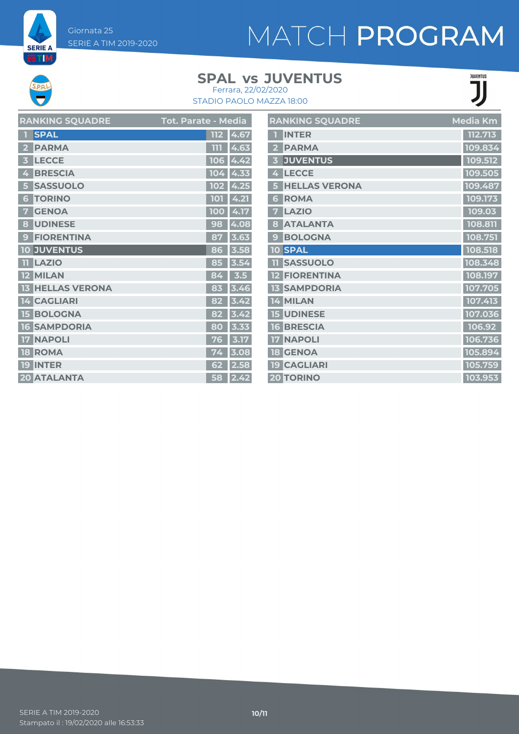Giornata 25
SERIE A TIM 2019-2020

# MATCH PROGRAM

## SPAL vs JUVENTUS

Ferrara, 22/02/2020
STADIO PAOLO MAZZA 18:00

| RANKING SQUADRE | | Tot. Parate | Media |
|---|---|---|---|
| 1 | SPAL | 112 | 4.67 |
| 2 | PARMA | 111 | 4.63 |
| 3 | LECCE | 106 | 4.42 |
| 4 | BRESCIA | 104 | 4.33 |
| 5 | SASSUOLO | 102 | 4.25 |
| 6 | TORINO | 101 | 4.21 |
| 7 | GENOA | 100 | 4.17 |
| 8 | UDINESE | 98 | 4.08 |
| 9 | FIORENTINA | 87 | 3.63 |
| 10 | JUVENTUS | 86 | 3.58 |
| 11 | LAZIO | 85 | 3.54 |
| 12 | MILAN | 84 | 3.5 |
| 13 | HELLAS VERONA | 83 | 3.46 |
| 14 | CAGLIARI | 82 | 3.42 |
| 15 | BOLOGNA | 82 | 3.42 |
| 16 | SAMPDORIA | 80 | 3.33 |
| 17 | NAPOLI | 76 | 3.17 |
| 18 | ROMA | 74 | 3.08 |
| 19 | INTER | 62 | 2.58 |
| 20 | ATALANTA | 58 | 2.42 |

| RANKING SQUADRE | | Media Km |
|---|---|---|
| 1 | INTER | 112.713 |
| 2 | PARMA | 109.834 |
| 3 | JUVENTUS | 109.512 |
| 4 | LECCE | 109.505 |
| 5 | HELLAS VERONA | 109.487 |
| 6 | ROMA | 109.173 |
| 7 | LAZIO | 109.03 |
| 8 | ATALANTA | 108.811 |
| 9 | BOLOGNA | 108.751 |
| 10 | SPAL | 108.518 |
| 11 | SASSUOLO | 108.348 |
| 12 | FIORENTINA | 108.197 |
| 13 | SAMPDORIA | 107.705 |
| 14 | MILAN | 107.413 |
| 15 | UDINESE | 107.036 |
| 16 | BRESCIA | 106.92 |
| 17 | NAPOLI | 106.736 |
| 18 | GENOA | 105.894 |
| 19 | CAGLIARI | 105.759 |
| 20 | TORINO | 103.953 |

SERIE A TIM 2019-2020
Stampato il : 19/02/2020 alle 16:53:33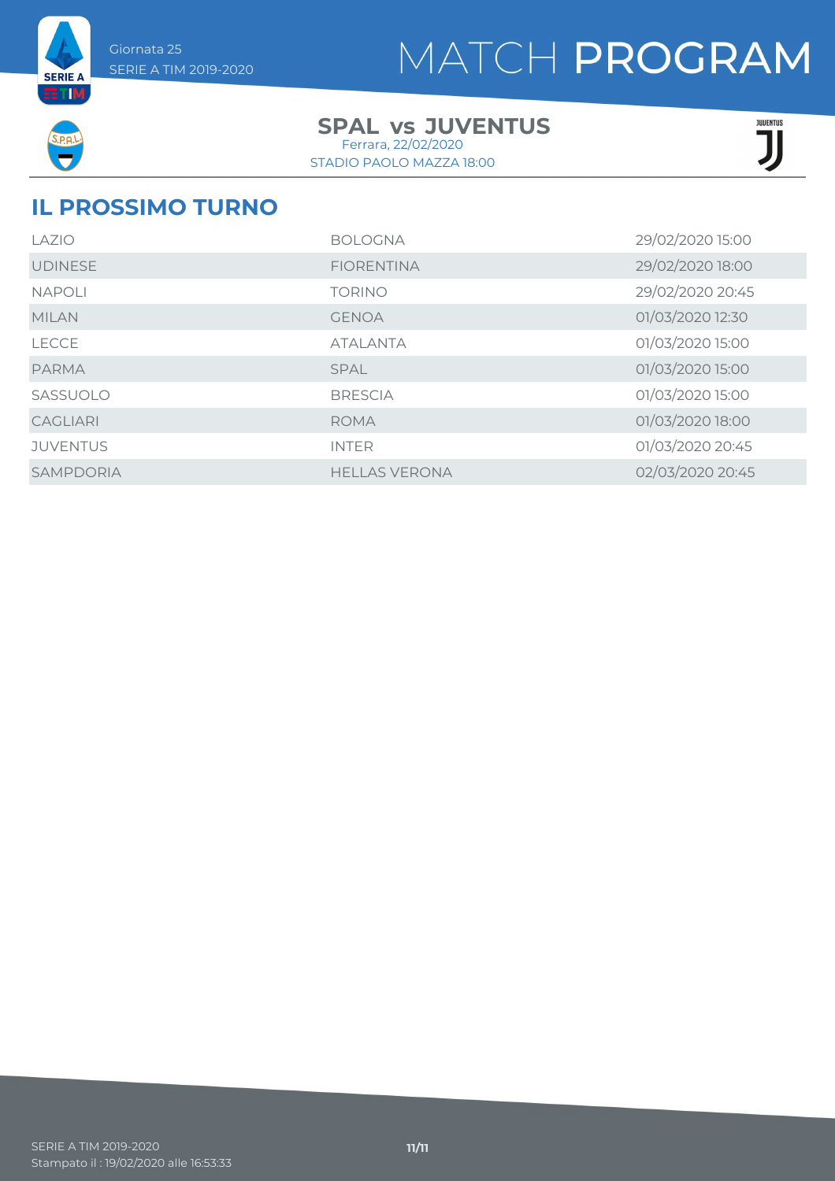# MATCH PROGRAM

Giornata 25
SERIE A TIM 2019-2020

**SPAL vs JUVENTUS**
Ferrara, 22/02/2020
STADIO PAOLO MAZZA 18:00

## IL PROSSIMO TURNO

| | | |
|---|---|---|
| LAZIO | BOLOGNA | 29/02/2020 15:00 |
| UDINESE | FIORENTINA | 29/02/2020 18:00 |
| NAPOLI | TORINO | 29/02/2020 20:45 |
| MILAN | GENOA | 01/03/2020 12:30 |
| LECCE | ATALANTA | 01/03/2020 15:00 |
| PARMA | SPAL | 01/03/2020 15:00 |
| SASSUOLO | BRESCIA | 01/03/2020 15:00 |
| CAGLIARI | ROMA | 01/03/2020 18:00 |
| JUVENTUS | INTER | 01/03/2020 20:45 |
| SAMPDORIA | HELLAS VERONA | 02/03/2020 20:45 |

SERIE A TIM 2019-2020
Stampato il : 19/02/2020 alle 16:53:33